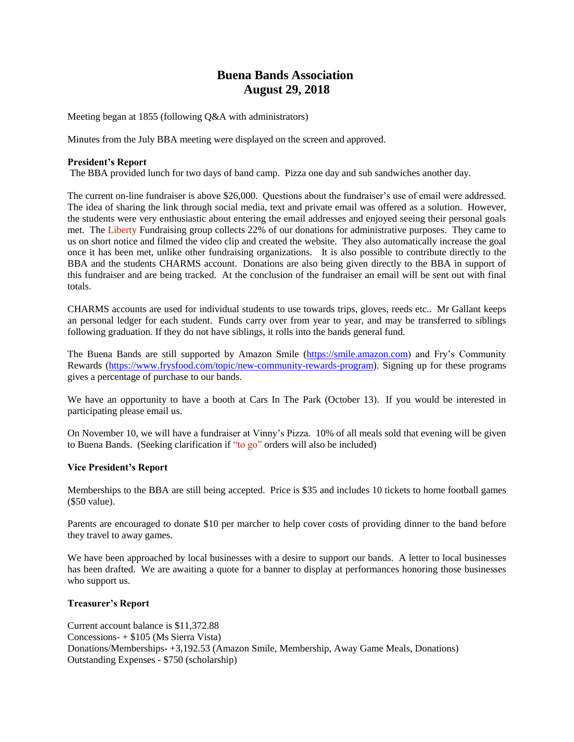# Buena Bands Association
# August 29, 2018

Meeting began at 1855 (following Q&A with administrators)

Minutes from the July BBA meeting were displayed on the screen and approved.

**President's Report**

The BBA provided lunch for two days of band camp. Pizza one day and sub sandwiches another day.

The current on-line fundraiser is above $26,000. Questions about the fundraiser's use of email were addressed. The idea of sharing the link through social media, text and private email was offered as a solution. However, the students were very enthusiastic about entering the email addresses and enjoyed seeing their personal goals met. The Liberty Fundraising group collects 22% of our donations for administrative purposes. They came to us on short notice and filmed the video clip and created the website. They also automatically increase the goal once it has been met, unlike other fundraising organizations. It is also possible to contribute directly to the BBA and the students CHARMS account. Donations are also being given directly to the BBA in support of this fundraiser and are being tracked. At the conclusion of the fundraiser an email will be sent out with final totals.

CHARMS accounts are used for individual students to use towards trips, gloves, reeds etc.. Mr Gallant keeps an personal ledger for each student. Funds carry over from year to year, and may be transferred to siblings following graduation. If they do not have siblings, it rolls into the bands general fund.

The Buena Bands are still supported by Amazon Smile (https://smile.amazon.com) and Fry's Community Rewards (https://www.frysfood.com/topic/new-community-rewards-program). Signing up for these programs gives a percentage of purchase to our bands.

We have an opportunity to have a booth at Cars In The Park (October 13). If you would be interested in participating please email us.

On November 10, we will have a fundraiser at Vinny's Pizza. 10% of all meals sold that evening will be given to Buena Bands. (Seeking clarification if "to go" orders will also be included)

**Vice President's Report**

Memberships to the BBA are still being accepted. Price is $35 and includes 10 tickets to home football games ($50 value).

Parents are encouraged to donate $10 per marcher to help cover costs of providing dinner to the band before they travel to away games.

We have been approached by local businesses with a desire to support our bands. A letter to local businesses has been drafted. We are awaiting a quote for a banner to display at performances honoring those businesses who support us.

**Treasurer's Report**

Current account balance is $11,372.88  
Concessions- + $105 (Ms Sierra Vista)  
Donations/Memberships- +3,192.53 (Amazon Smile, Membership, Away Game Meals, Donations)  
Outstanding Expenses - $750 (scholarship)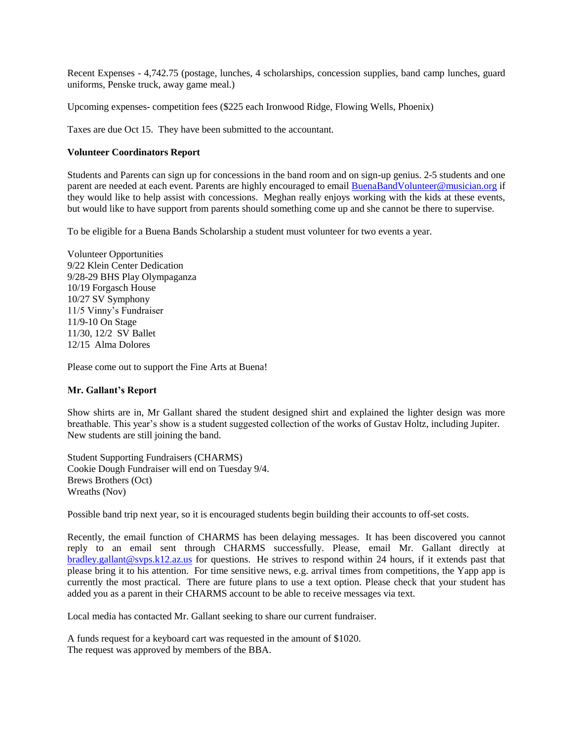Recent Expenses - 4,742.75 (postage, lunches, 4 scholarships, concession supplies, band camp lunches, guard uniforms, Penske truck, away game meal.)

Upcoming expenses- competition fees ($225 each Ironwood Ridge, Flowing Wells, Phoenix)

Taxes are due Oct 15. They have been submitted to the accountant.

**Volunteer Coordinators Report**

Students and Parents can sign up for concessions in the band room and on sign-up genius. 2-5 students and one parent are needed at each event. Parents are highly encouraged to email BuenaBandVolunteer@musician.org if they would like to help assist with concessions. Meghan really enjoys working with the kids at these events, but would like to have support from parents should something come up and she cannot be there to supervise.

To be eligible for a Buena Bands Scholarship a student must volunteer for two events a year.

Volunteer Opportunities
9/22 Klein Center Dedication
9/28-29 BHS Play Olympaganza
10/19 Forgasch House
10/27 SV Symphony
11/5 Vinny's Fundraiser
11/9-10 On Stage
11/30, 12/2 SV Ballet
12/15 Alma Dolores

Please come out to support the Fine Arts at Buena!

**Mr. Gallant's Report**

Show shirts are in, Mr Gallant shared the student designed shirt and explained the lighter design was more breathable. This year's show is a student suggested collection of the works of Gustav Holtz, including Jupiter. New students are still joining the band.

Student Supporting Fundraisers (CHARMS)
Cookie Dough Fundraiser will end on Tuesday 9/4.
Brews Brothers (Oct)
Wreaths (Nov)

Possible band trip next year, so it is encouraged students begin building their accounts to off-set costs.

Recently, the email function of CHARMS has been delaying messages. It has been discovered you cannot reply to an email sent through CHARMS successfully. Please, email Mr. Gallant directly at bradley.gallant@svps.k12.az.us for questions. He strives to respond within 24 hours, if it extends past that please bring it to his attention. For time sensitive news, e.g. arrival times from competitions, the Yapp app is currently the most practical. There are future plans to use a text option. Please check that your student has added you as a parent in their CHARMS account to be able to receive messages via text.

Local media has contacted Mr. Gallant seeking to share our current fundraiser.

A funds request for a keyboard cart was requested in the amount of $1020.
The request was approved by members of the BBA.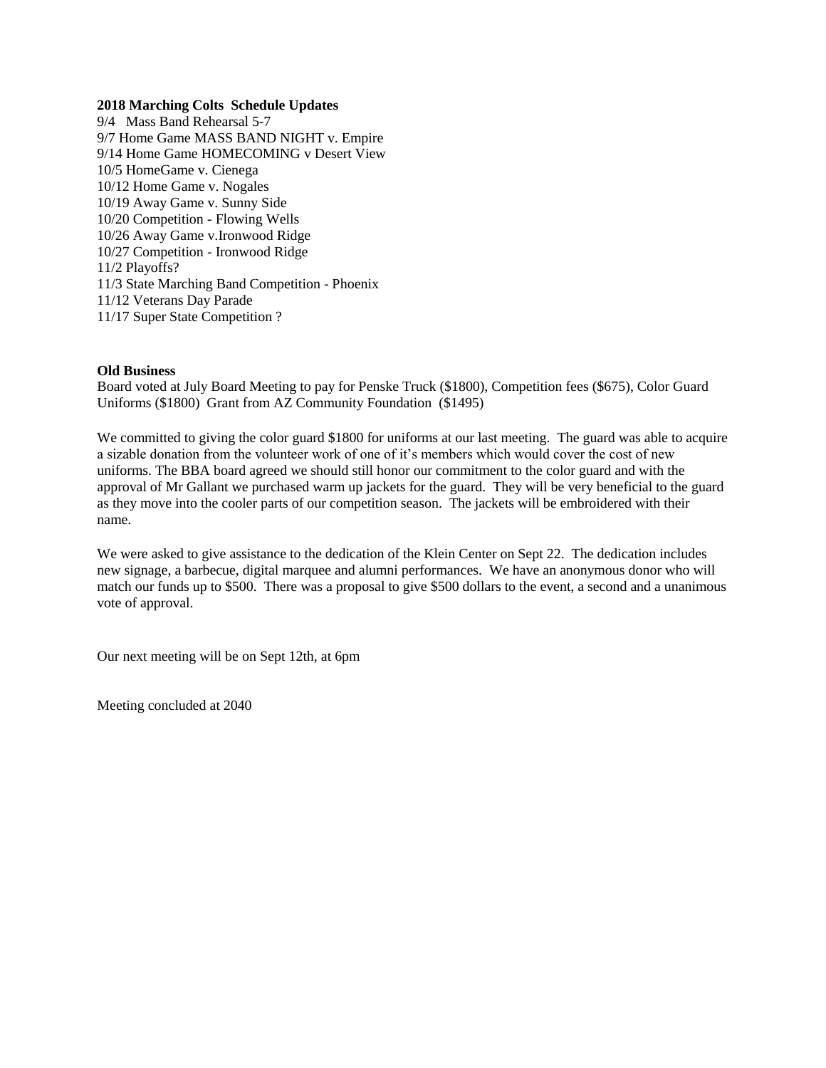**2018 Marching Colts Schedule Updates**

9/4 Mass Band Rehearsal 5-7
9/7 Home Game MASS BAND NIGHT v. Empire
9/14 Home Game HOMECOMING v Desert View
10/5 HomeGame v. Cienega
10/12 Home Game v. Nogales
10/19 Away Game v. Sunny Side
10/20 Competition - Flowing Wells
10/26 Away Game v.Ironwood Ridge
10/27 Competition - Ironwood Ridge
11/2 Playoffs?
11/3 State Marching Band Competition - Phoenix
11/12 Veterans Day Parade
11/17 Super State Competition ?

**Old Business**

Board voted at July Board Meeting to pay for Penske Truck ($1800), Competition fees ($675), Color Guard Uniforms ($1800) Grant from AZ Community Foundation ($1495)

We committed to giving the color guard $1800 for uniforms at our last meeting. The guard was able to acquire a sizable donation from the volunteer work of one of it's members which would cover the cost of new uniforms. The BBA board agreed we should still honor our commitment to the color guard and with the approval of Mr Gallant we purchased warm up jackets for the guard. They will be very beneficial to the guard as they move into the cooler parts of our competition season. The jackets will be embroidered with their name.

We were asked to give assistance to the dedication of the Klein Center on Sept 22. The dedication includes new signage, a barbecue, digital marquee and alumni performances. We have an anonymous donor who will match our funds up to $500. There was a proposal to give $500 dollars to the event, a second and a unanimous vote of approval.

Our next meeting will be on Sept 12th, at 6pm

Meeting concluded at 2040